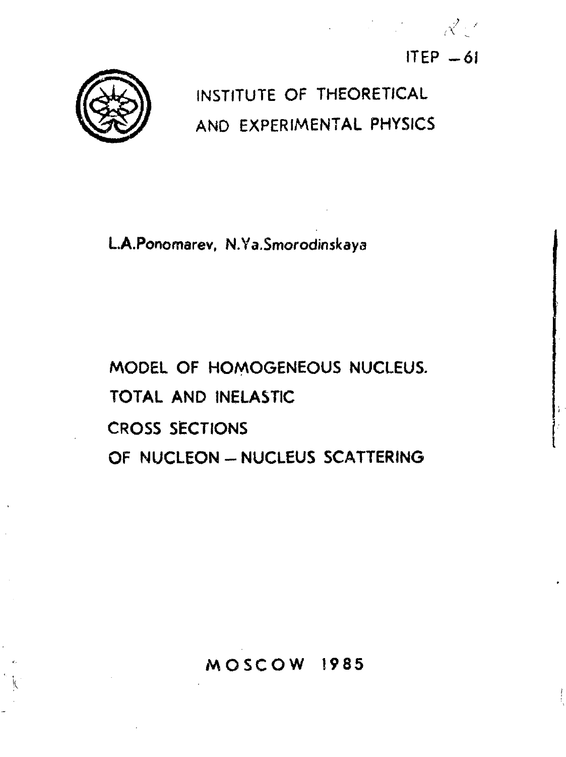ITEP – 61

INSTITUTE OF THEORETICAL AND EXPERIMENTAL PHYSICS

L.A.Ponomarev, N.Ya.Smorodinskaya

# MODEL OF HOMOGENEOUS NUCLEUS. TOTAL AND INELASTIC CROSS SECTIONS OF NUCLEON – NUCLEUS SCATTERING

MOSCOW 1985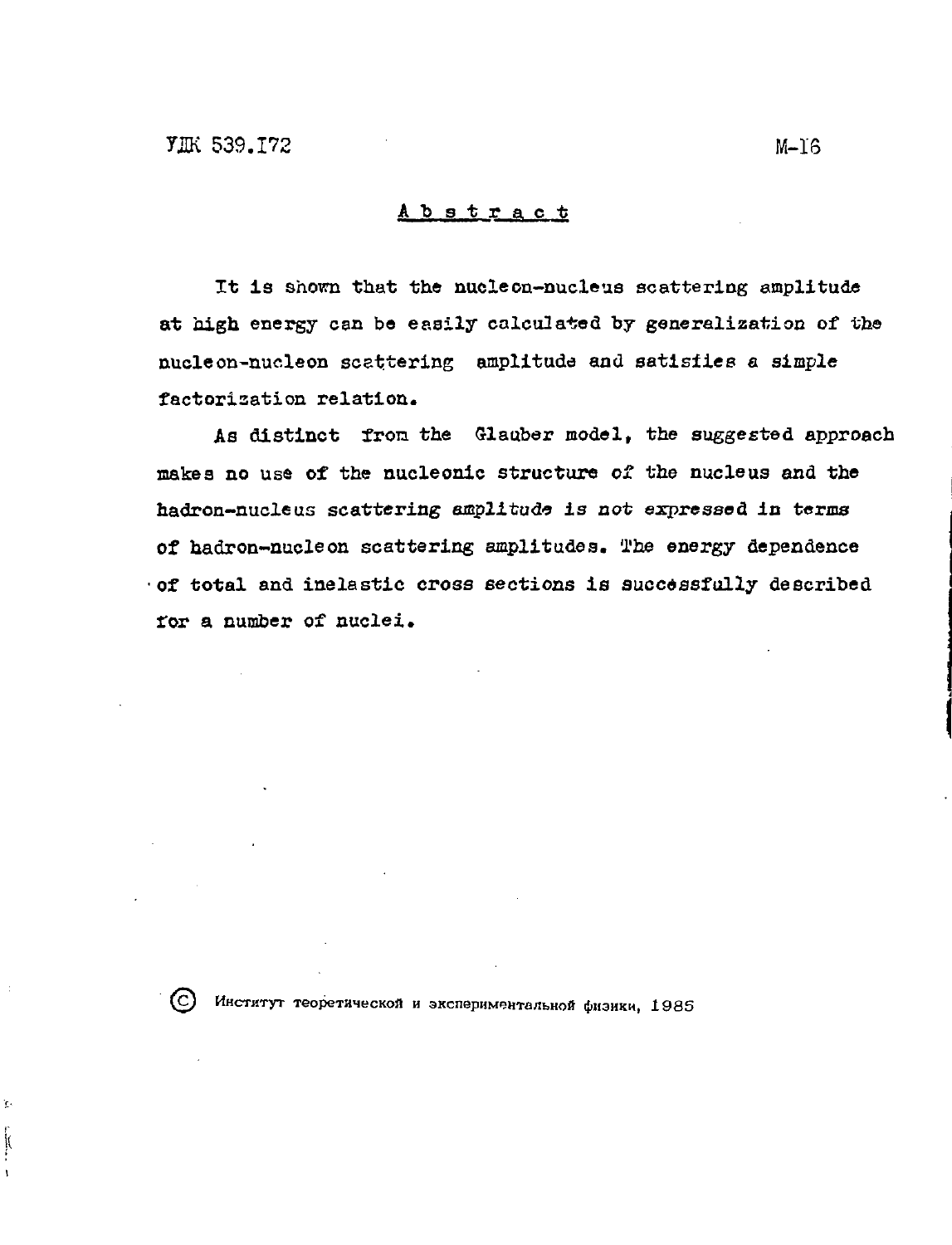УДК 539.172 М-16

## Abstract

It is shown that the nucleon-nucleus scattering amplitude at high energy can be easily calculated by generalization of the nucleon-nucleon scattering amplitude and satisfies a simple factorization relation.

As distinct from the Glauber model, the suggested approach makes no use of the nucleonic structure of the nucleus and the hadron-nucleus scattering amplitude is not expressed in terms of hadron-nucleon scattering amplitudes. The energy dependence of total and inelastic cross sections is successfully described for a number of nuclei.

© Институт теоретической и экспериментальной физики, 1985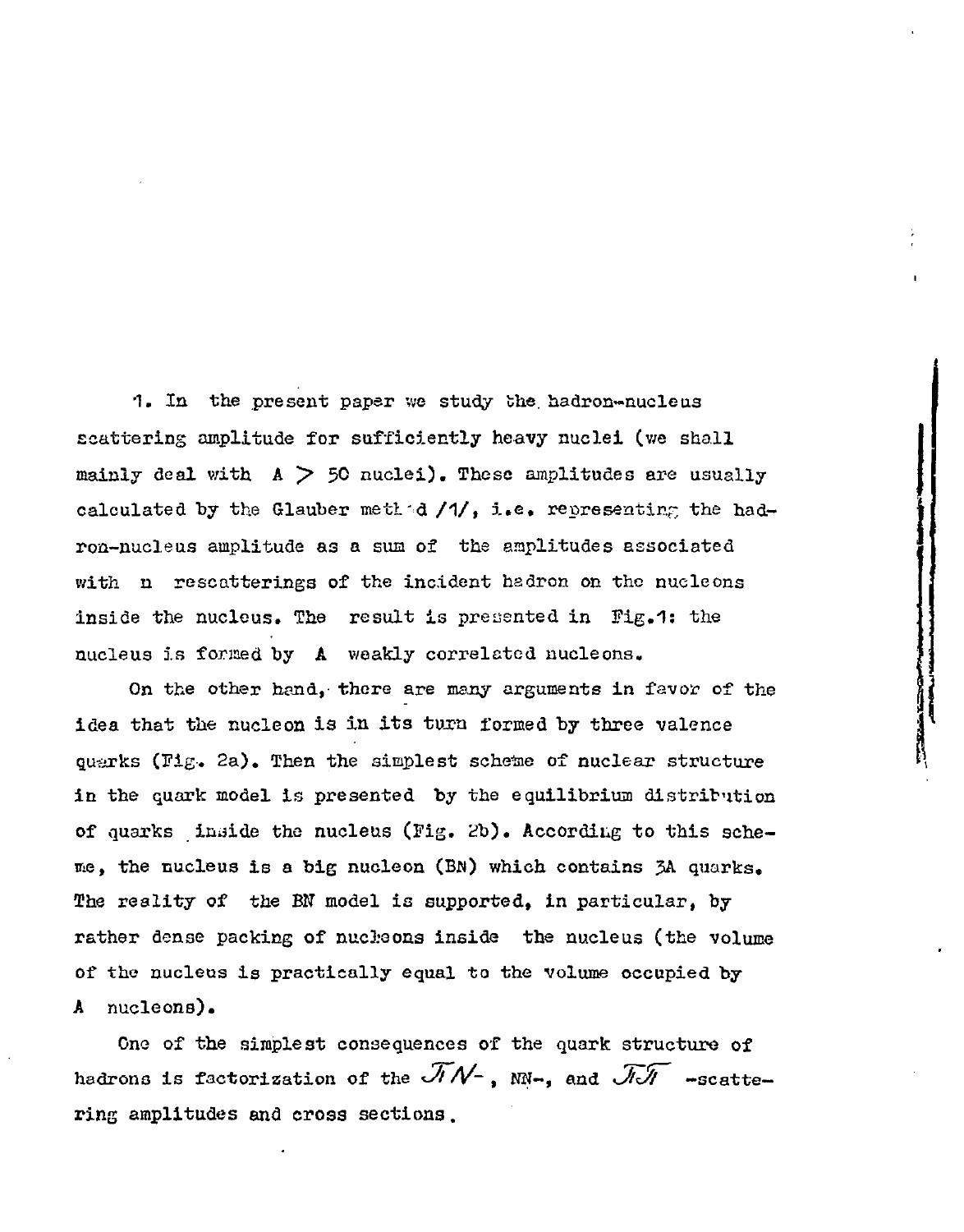1. In the present paper we study the hadron-nucleus scattering amplitude for sufficiently heavy nuclei (we shall mainly deal with $A > 50$ nuclei). These amplitudes are usually calculated by the Glauber method /1/, i.e. representing the hadron-nucleus amplitude as a sum of the amplitudes associated with n rescatterings of the incident hadron on the nucleons inside the nucleus. The result is presented in Fig.1: the nucleus is formed by A weakly correlated nucleons.

On the other hand, there are many arguments in favor of the idea that the nucleon is in its turn formed by three valence quarks (Fig. 2a). Then the simplest scheme of nuclear structure in the quark model is presented by the equilibrium distribution of quarks inside the nucleus (Fig. 2b). According to this scheme, the nucleus is a big nucleon (BN) which contains 3A quarks. The reality of the BN model is supported, in particular, by rather dense packing of nucleons inside the nucleus (the volume of the nucleus is practically equal to the volume occupied by A nucleons).

One of the simplest consequences of the quark structure of hadrons is factorization of the $\pi N$-, NN-, and $\pi\pi$ -scattering amplitudes and cross sections.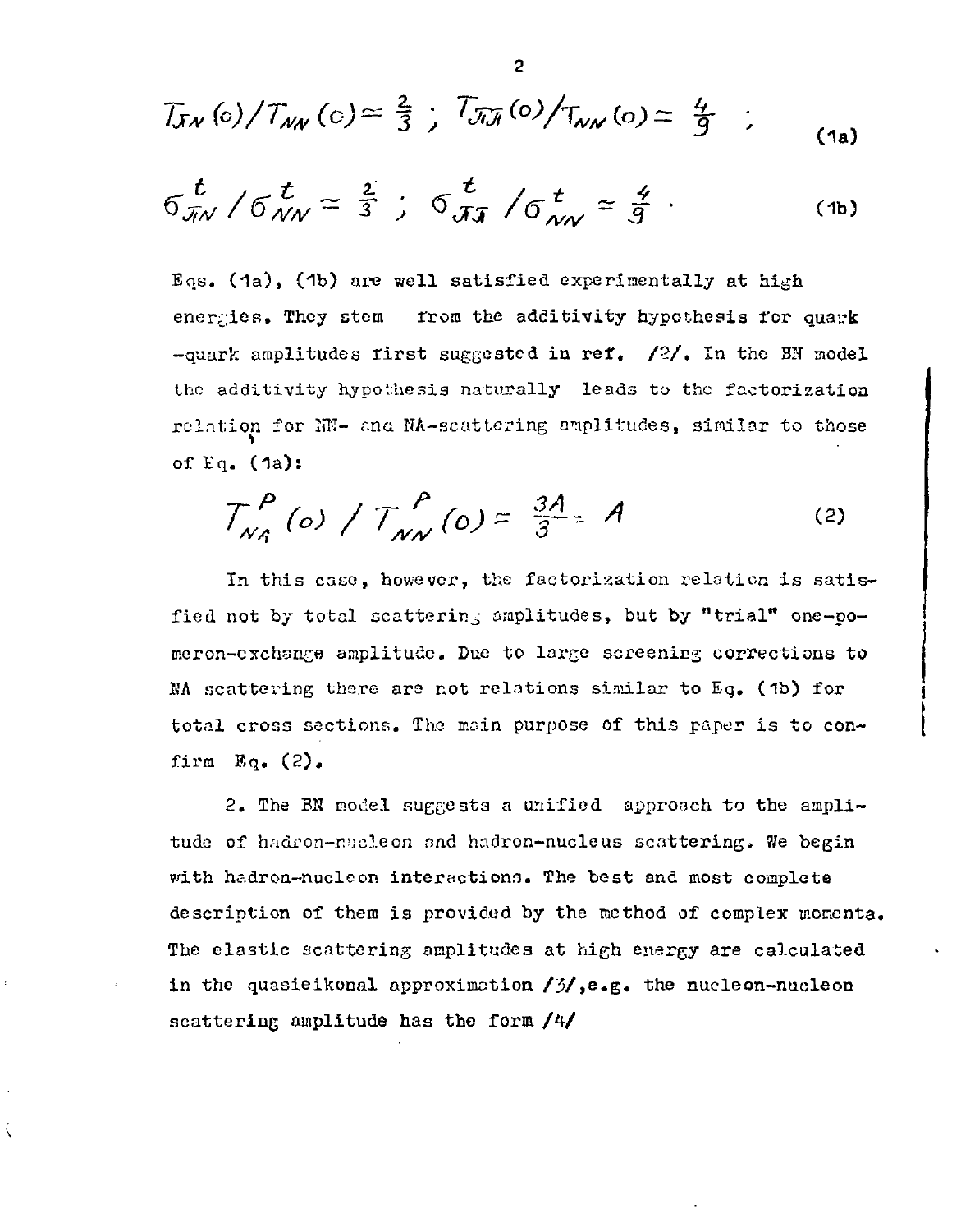$$T_{\pi N}(0)/T_{NN}(0) \simeq \frac{2}{3}\ ;\ T_{\pi\pi}(0)/T_{NN}(0) \simeq \frac{4}{9}\ ; \tag{1a}$$

$$\sigma^{t}_{\pi N}/\sigma^{t}_{NN} \simeq \frac{2}{3}\ ;\ \sigma^{t}_{\pi\pi}/\sigma^{t}_{NN} \simeq \frac{4}{9}\ . \tag{1b}$$

Eqs. (1a), (1b) are well satisfied experimentally at high energies. They stem from the additivity hypothesis for quark-quark amplitudes first suggested in ref. /2/. In the BN model the additivity hypothesis naturally leads to the factorization relation for NN- and NA-scattering amplitudes, similar to those of Eq. (1a):

$$T^{P}_{NA}(0)\ /\ T^{P}_{NN}(0) \simeq \frac{3A}{3} = A \tag{2}$$

In this case, however, the factorization relation is satisfied not by total scattering amplitudes, but by "trial" one-pomeron-exchange amplitude. Due to large screening corrections to NA scattering there are not relations similar to Eq. (1b) for total cross sections. The main purpose of this paper is to confirm Eq. (2).

2. The BN model suggests a unified approach to the amplitude of hadron-nucleon and hadron-nucleus scattering. We begin with hadron-nucleon interactions. The best and most complete description of them is provided by the method of complex momenta. The elastic scattering amplitudes at high energy are calculated in the quasieikonal approximation /3/, e.g. the nucleon-nucleon scattering amplitude has the form /4/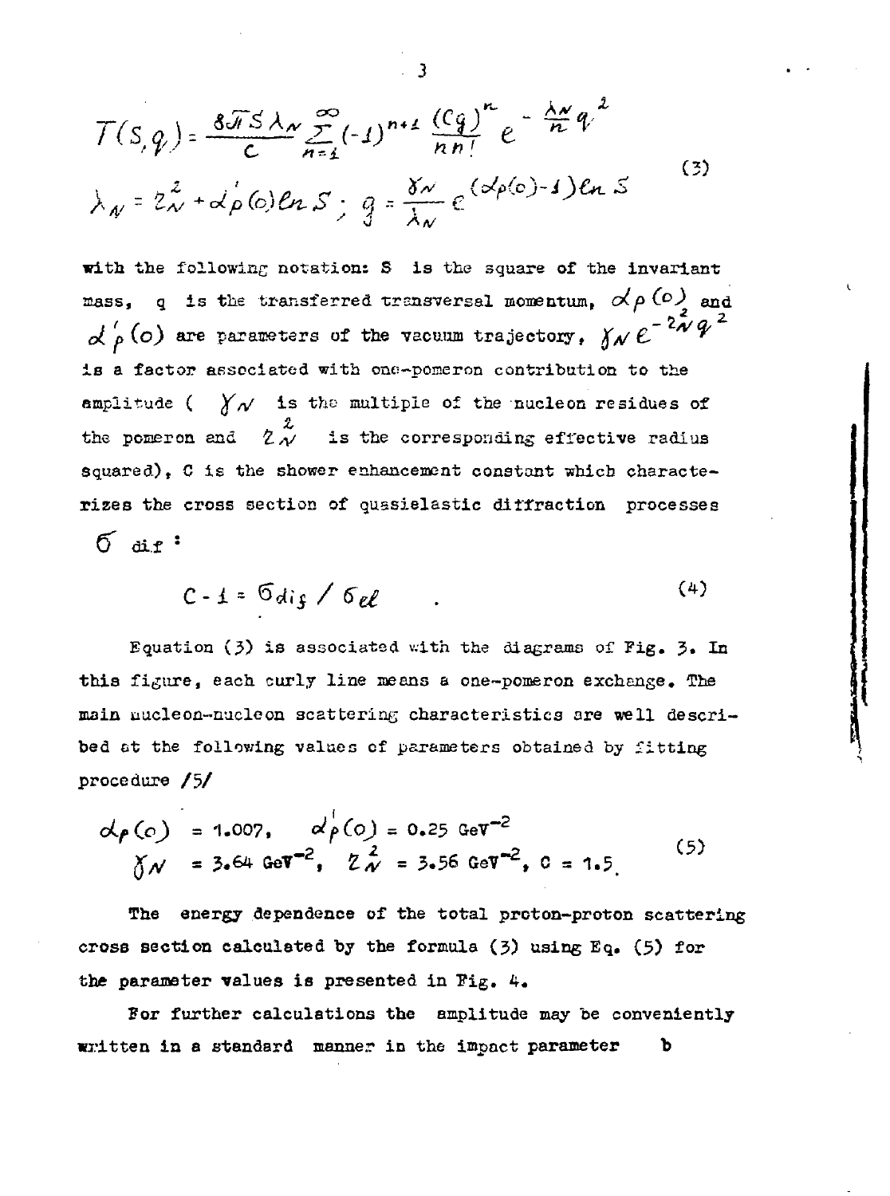$$T(S,q) = \frac{8\pi S \lambda_N}{C} \sum_{n=1}^{\infty} (-1)^{n+1} \frac{(Cg)^n}{n\, n!} e^{-\frac{\lambda_N}{n} q^2}$$

$$\lambda_N = z_N^2 + \alpha_p'(0) \ln S \; ; \; g = \frac{\gamma_N}{\lambda_N} e^{(\alpha_p(0)-1)\ln S} \qquad (3)$$

with the following notation: S is the square of the invariant mass, q is the transferred transversal momentum, $\alpha_p(0)$ and $\alpha_p'(0)$ are parameters of the vacuum trajectory, $\gamma_N e^{-z_N^2 q^2}$ is a factor associated with one-pomeron contribution to the amplitude ( $\gamma_N$ is the multiple of the nucleon residues of the pomeron and $z_N^2$ is the corresponding effective radius squared), C is the shower enhancement constant which characterizes the cross section of quasielastic diffraction processes $\sigma_{dif}$:

$$C - 1 = \sigma_{dif} / \sigma_{el} \qquad (4)$$

Equation (3) is associated with the diagrams of Fig. 3. In this figure, each curly line means a one-pomeron exchange. The main nucleon-nucleon scattering characteristics are well described at the following values of parameters obtained by fitting procedure /5/

$$\alpha_p(0) = 1.007, \quad \alpha_p'(0) = 0.25 \text{ GeV}^{-2}$$
$$\gamma_N = 3.64 \text{ GeV}^{-2}, \quad z_N^2 = 3.56 \text{ GeV}^{-2}, \; C = 1.5 \qquad (5)$$

The energy dependence of the total proton-proton scattering cross section calculated by the formula (3) using Eq. (5) for the parameter values is presented in Fig. 4.

For further calculations the amplitude may be conveniently written in a standard manner in the impact parameter b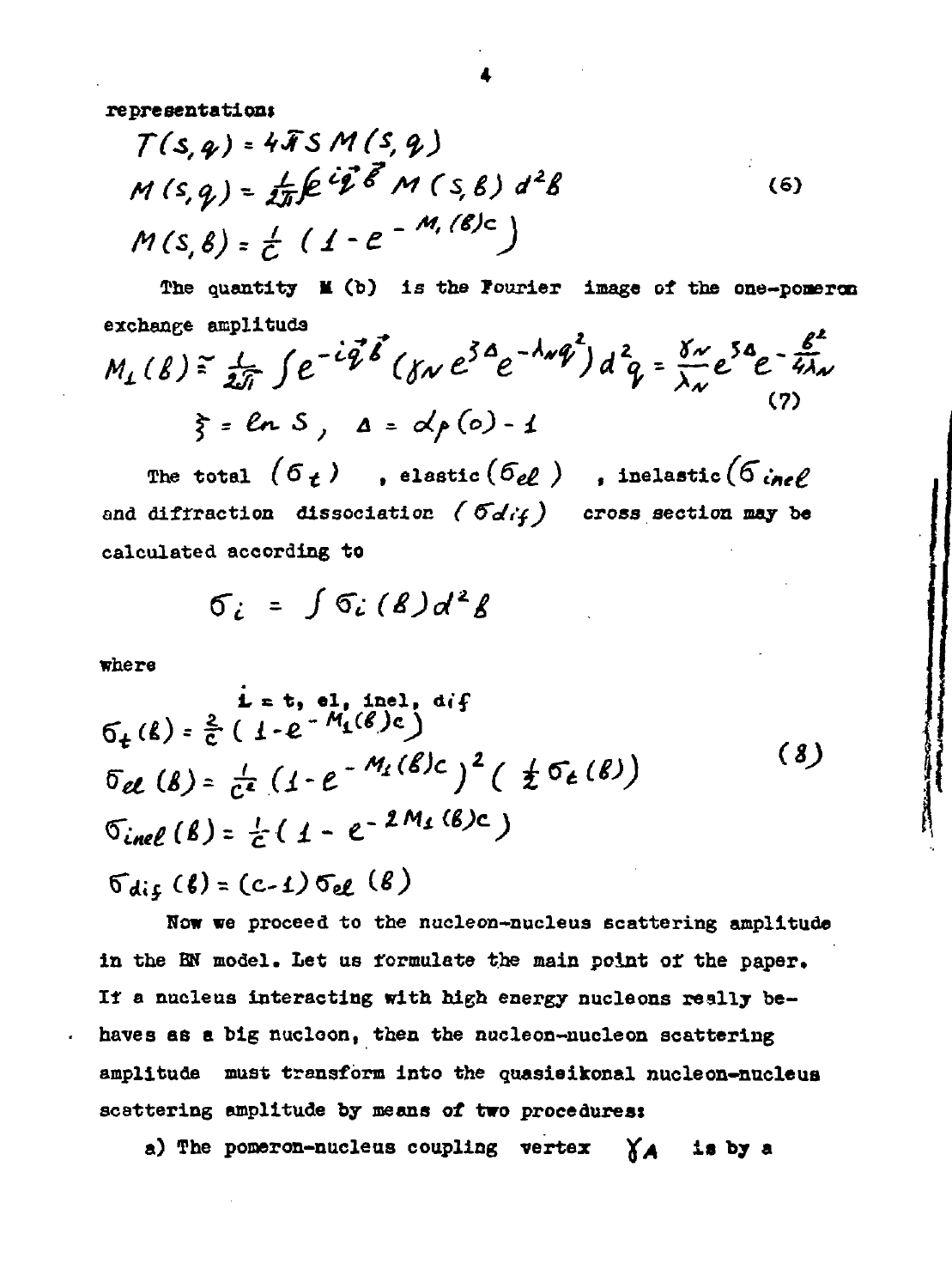representation:

$$
\begin{aligned}
T(s,q) &= 4\pi s\, M(s,q) \\
M(s,q) &= \frac{1}{2\pi}\int e^{i\vec{q}\vec{b}}\, M(s,b)\, d^2b \\
M(s,b) &= \frac{1}{c}\left(1 - e^{-M_1(b)c}\right)
\end{aligned}
\tag{6}
$$

The quantity $M(b)$ is the Fourier image of the one-pomeron exchange amplitude

$$
M_1(b) \cong \frac{1}{2\pi}\int e^{-i\vec{q}\vec{b}}\left(\gamma_N e^{\xi\Delta} e^{-\lambda_N q^2}\right) d^2q = \frac{\gamma_N}{\lambda_N} e^{\xi\Delta} e^{-\frac{b^2}{4\lambda_N}}
$$

$$
\xi = \ln s, \quad \Delta = \alpha_P(0) - 1 \tag{7}
$$

The total $(\sigma_t)$, elastic $(\sigma_{el})$, inelastic $(\sigma_{inel})$ and diffraction dissociation $(\sigma_{dif})$ cross section may be calculated according to

$$
\sigma_i = \int \sigma_i(b)\, d^2b
$$

where

$$
i = t,\ el,\ inel,\ dif
$$

$$
\begin{aligned}
\sigma_t(b) &= \frac{2}{c}\left(1 - e^{-M_1(b)c}\right) \\
\sigma_{el}(b) &= \frac{1}{c^2}\left(1 - e^{-M_1(b)c}\right)^2 \left(\frac{1}{4}\sigma_t(b)\right) \\
\sigma_{inel}(b) &= \frac{1}{c}\left(1 - e^{-2M_1(b)c}\right) \\
\sigma_{dif}(b) &= (c-1)\,\sigma_{el}(b)
\end{aligned}
\tag{8}
$$

Now we proceed to the nucleon-nucleus scattering amplitude in the BN model. Let us formulate the main point of the paper. If a nucleus interacting with high energy nucleons really behaves as a big nucleon, then the nucleon-nucleon scattering amplitude must transform into the quasieikonal nucleon-nucleus scattering amplitude by means of two procedures:

a) The pomeron-nucleus coupling vertex $\gamma_A$ is by a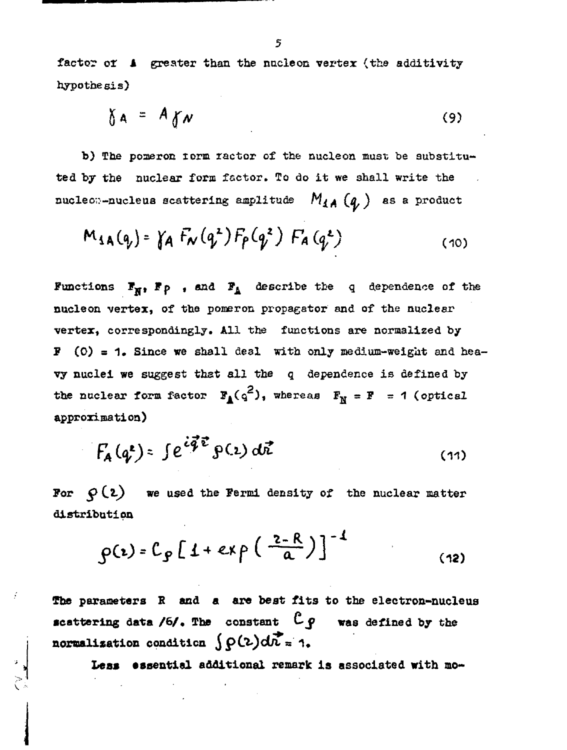factor of $A$ greater than the nucleon vertex (the additivity hypothesis)

$$\gamma_A = A \gamma_N \tag{9}$$

b) The pomeron form factor of the nucleon must be substituted by the nuclear form factor. To do it we shall write the nucleon-nucleus scattering amplitude $M_{1A}(q)$ as a product

$$M_{1A}(q) = \gamma_A F_N(q^2) F_P(q^2) F_A(q^2) \tag{10}$$

Functions $F_N$, $F_P$, and $F_A$ describe the q dependence of the nucleon vertex, of the pomeron propagator and of the nuclear vertex, correspondingly. All the functions are normalized by $F(0) = 1$. Since we shall deal with only medium-weight and heavy nuclei we suggest that all the q dependence is defined by the nuclear form factor $F_A(q^2)$, whereas $F_N = F = 1$ (optical approximation)

$$F_A(q^2) = \int e^{i\vec{q}\vec{r}} \rho(r) d\vec{r} \tag{11}$$

For $\rho(r)$ we used the Fermi density of the nuclear matter distribution

$$\rho(r) = C_\rho \left[ 1 + \exp\left( \frac{r - R}{a} \right) \right]^{-1} \tag{12}$$

The parameters R and a are best fits to the electron-nucleus scattering data /6/. The constant $C_\rho$ was defined by the normalization condition $\int \rho(r) d\vec{r} = 1$.

Less essential additional remark is associated with mo-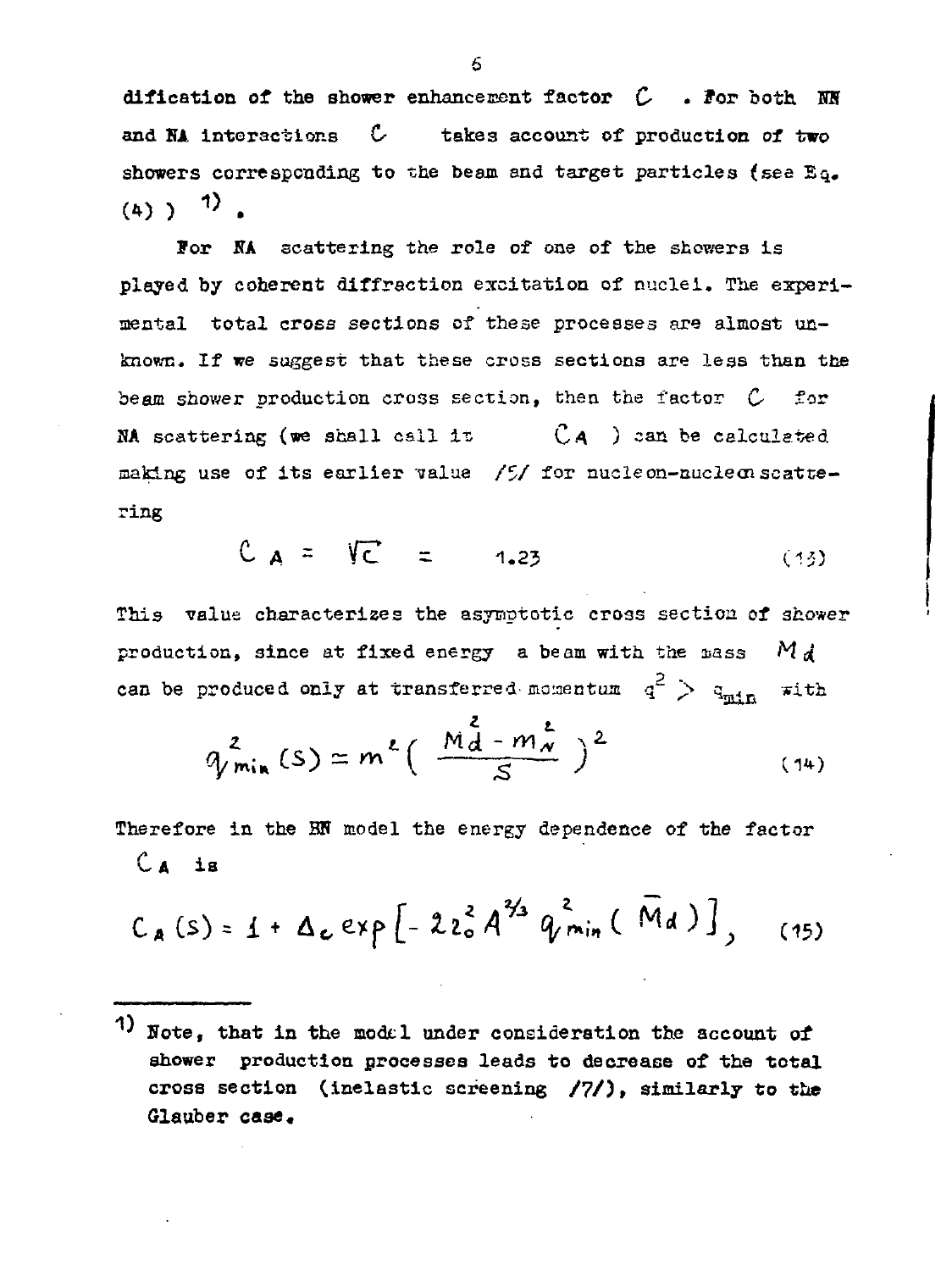dification of the shower enhancement factor $C$. For both NN and NA interactions $C$ takes account of production of two showers corresponding to the beam and target particles (see Eq. (4)) [1].

For NA scattering the role of one of the showers is played by coherent diffraction excitation of nuclei. The experimental total cross sections of these processes are almost unknown. If we suggest that these cross sections are less than the beam shower production cross section, then the factor $C$ for NA scattering (we shall call it $C_A$) can be calculated making use of its earlier value /5/ for nucleon-nucleon scattering

$$C_A = \sqrt{C} = 1.23 \tag{13}$$

This value characterizes the asymptotic cross section of shower production, since at fixed energy a beam with the mass $M_d$ can be produced only at transferred momentum $q^2 > q_{min}$ with

$$q^2_{min}(S) \simeq m^2 \left( \frac{M_d^2 - m_N^2}{S} \right)^2 \tag{14}$$

Therefore in the HN model the energy dependence of the factor $C_A$ is

$$C_A(S) = 1 + \Delta_c \exp\left[ -2 r_0^2 A^{2/3} q^2_{min}(\bar{M}_d) \right], \tag{15}$$

---

[1] Note, that in the model under consideration the account of shower production processes leads to decrease of the total cross section (inelastic screening /7/), similarly to the Glauber case.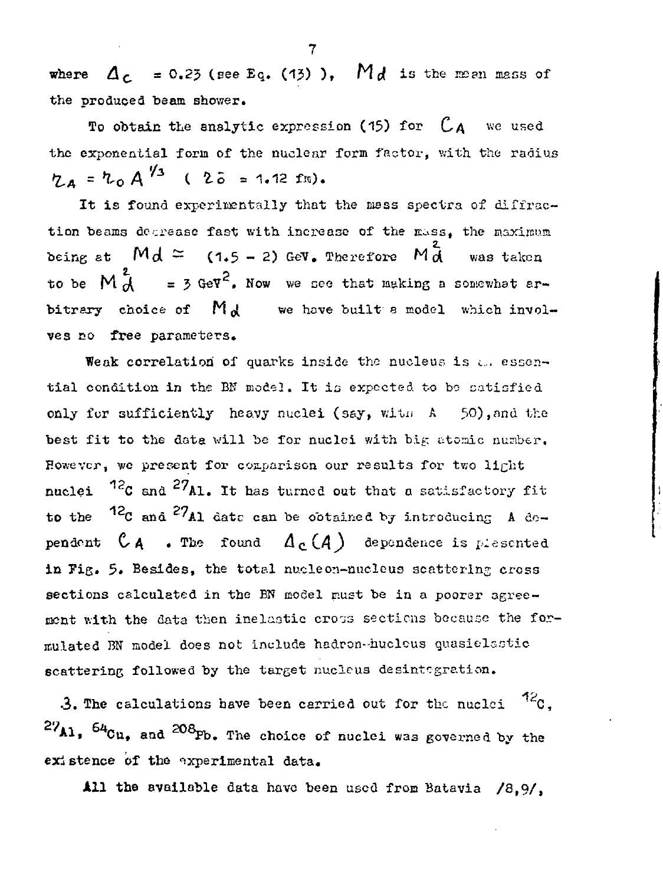where $\Delta_c = 0.23$ (see Eq. (13) ), $M_d$ is the mean mass of the produced beam shower.

To obtain the analytic expression (15) for $C_A$ we used the exponential form of the nuclear form factor, with the radius $r_A = r_0 A^{1/3}$ ( $r_0 = 1.12$ fm).

It is found experimentally that the mass spectra of diffraction beams decrease fast with increase of the mass, the maximum being at $M_d \simeq (1.5 - 2)$ GeV. Therefore $M_d^2$ was taken to be $M_d^2 = 3$ GeV$^2$. Now we see that making a somewhat arbitrary choice of $M_d$ we have built a model which involves no free parameters.

Weak correlation of quarks inside the nucleus is an essential condition in the BN model. It is expected to be satisfied only for sufficiently heavy nuclei (say, with A  50), and the best fit to the data will be for nuclei with big atomic number. However, we present for comparison our results for two light nuclei $^{12}$C and $^{27}$Al. It has turned out that a satisfactory fit to the $^{12}$C and $^{27}$Al data can be obtained by introducing A dependent $C_A$ . The found $\Delta_c(A)$ dependence is presented in Fig. 5. Besides, the total nucleon-nucleus scattering cross sections calculated in the BN model must be in a poorer agreement with the data then inelastic cross sections because the formulated BN model does not include hadron-nucleus quasielastic scattering followed by the target nucleus desintegration.

3. The calculations have been carried out for the nuclei $^{12}$C, $^{27}$Al, $^{64}$Cu, and $^{208}$Pb. The choice of nuclei was governed by the existence of the experimental data.

All the available data have been used from Batavia /8,9/,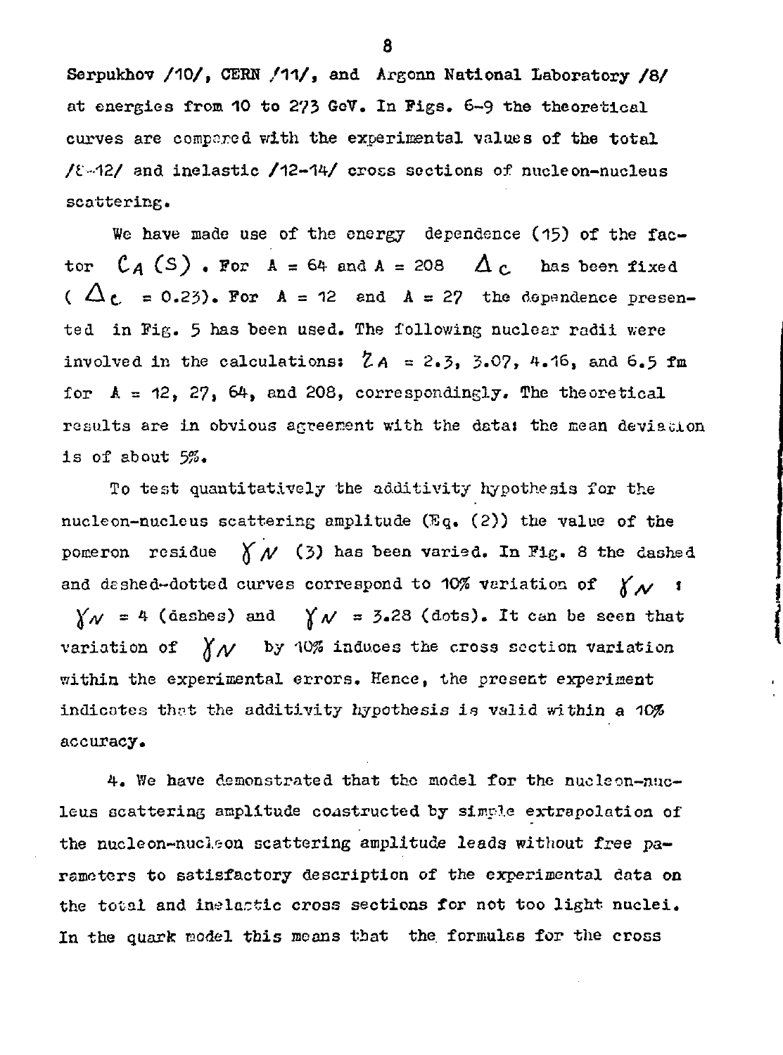Serpukhov /10/, CERN /11/, and Argonn National Laboratory /8/ at energies from 10 to 273 GeV. In Figs. 6-9 the theoretical curves are compared with the experimental values of the total /8-12/ and inelastic /12-14/ cross sections of nucleon-nucleus scattering.

We have made use of the energy dependence (15) of the factor $C_A(S)$. For $A = 64$ and $A = 208$ $\Delta_c$ has been fixed ($\Delta_c = 0.23$). For $A = 12$ and $A = 27$ the dependence presented in Fig. 5 has been used. The following nuclear radii were involved in the calculations: $z_A = 2.3$, $3.07$, $4.16$, and $6.5$ fm for $A = 12$, $27$, $64$, and $208$, correspondingly. The theoretical results are in obvious agreement with the data: the mean deviation is of about 5%.

To test quantitatively the additivity hypothesis for the nucleon-nucleus scattering amplitude (Eq. (2)) the value of the pomeron residue $\gamma_N$ (3) has been varied. In Fig. 8 the dashed and dashed-dotted curves correspond to 10% variation of $\gamma_N$: $\gamma_N = 4$ (dashes) and $\gamma_N = 3.28$ (dots). It can be seen that variation of $\gamma_N$ by 10% induces the cross section variation within the experimental errors. Hence, the present experiment indicates that the additivity hypothesis is valid within a 10% accuracy.

4. We have demonstrated that the model for the nucleon-nucleus scattering amplitude constructed by simple extrapolation of the nucleon-nucleon scattering amplitude leads without free parameters to satisfactory description of the experimental data on the total and inelastic cross sections for not too light nuclei. In the quark model this means that the formulas for the cross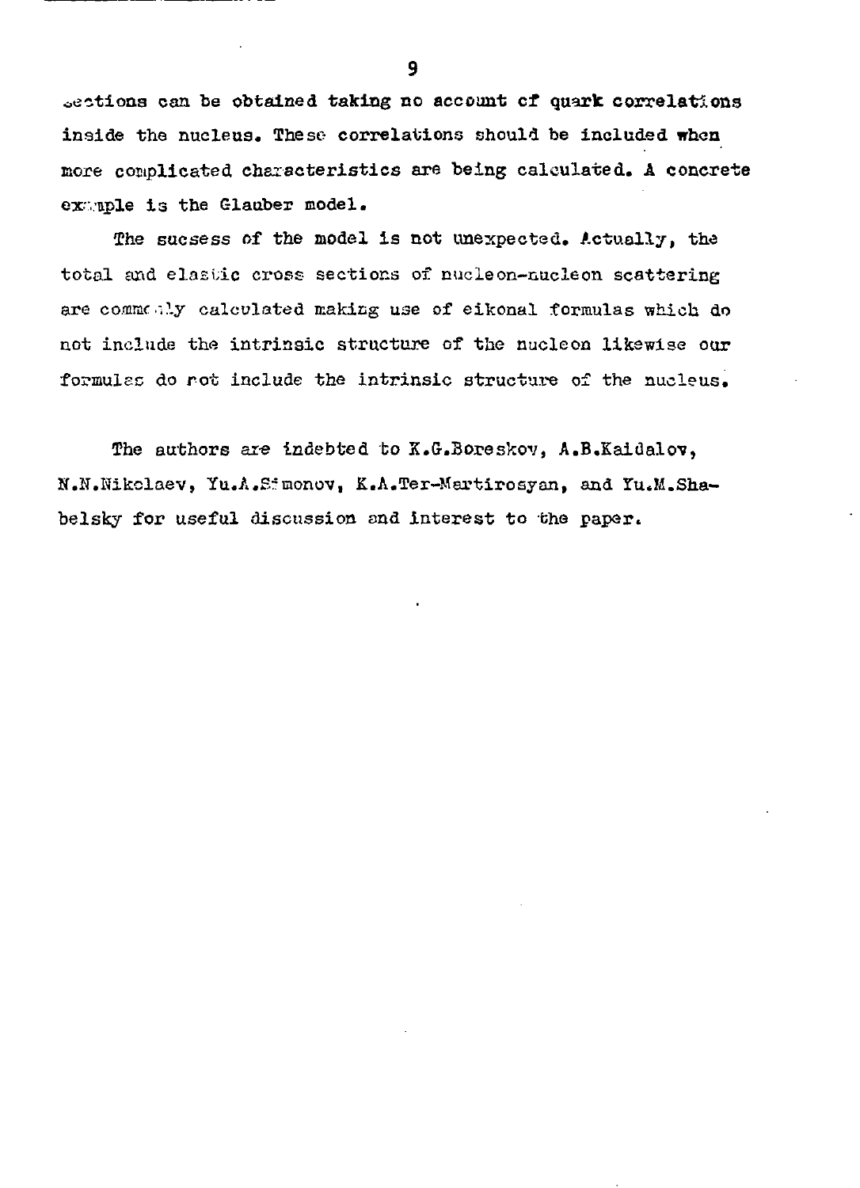sections can be obtained taking no account of quark correlations inside the nucleus. These correlations should be included when more complicated characteristics are being calculated. A concrete example is the Glauber model.

The sucsess of the model is not unexpected. Actually, the total and elastic cross sections of nucleon-nucleon scattering are commonly calculated making use of eikonal formulas which do not include the intrinsic structure of the nucleon likewise our formulas do not include the intrinsic structure of the nucleus.

The authors are indebted to K.G.Boreskov, A.B.Kaidalov, N.N.Nikolaev, Yu.A.Simonov, K.A.Ter-Martirosyan, and Yu.M.Shabelsky for useful discussion and interest to the paper.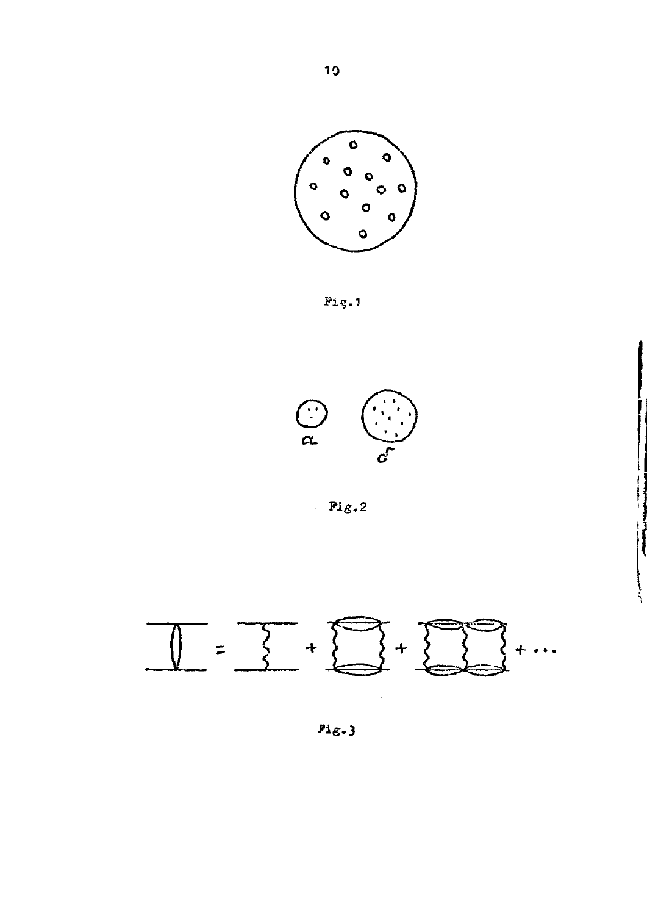Fig.1

$\alpha$ $\tilde{\alpha}$

Fig.2

Fig.3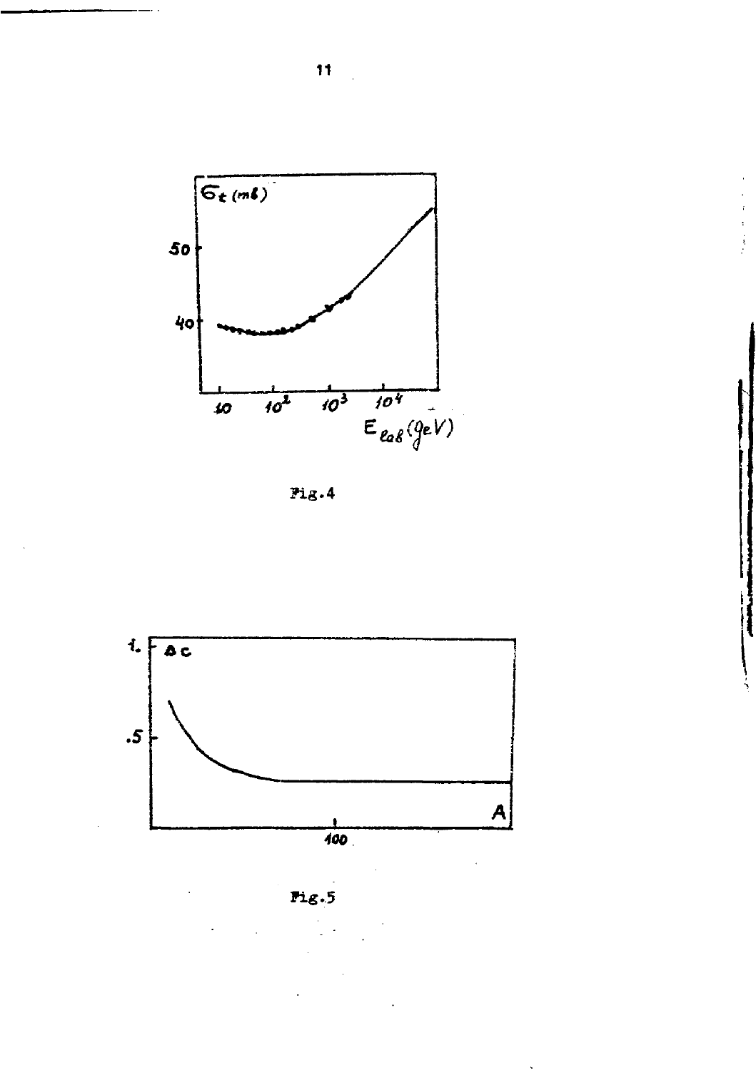Fig.4

Fig.5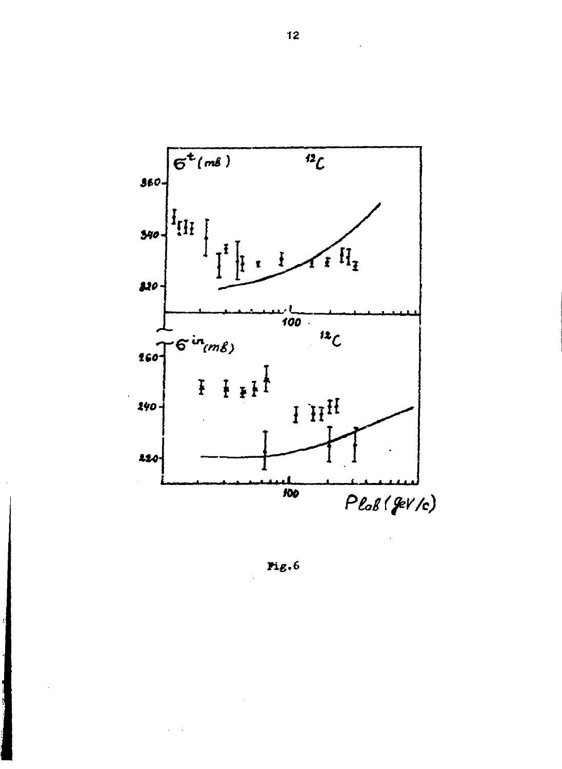Fig.6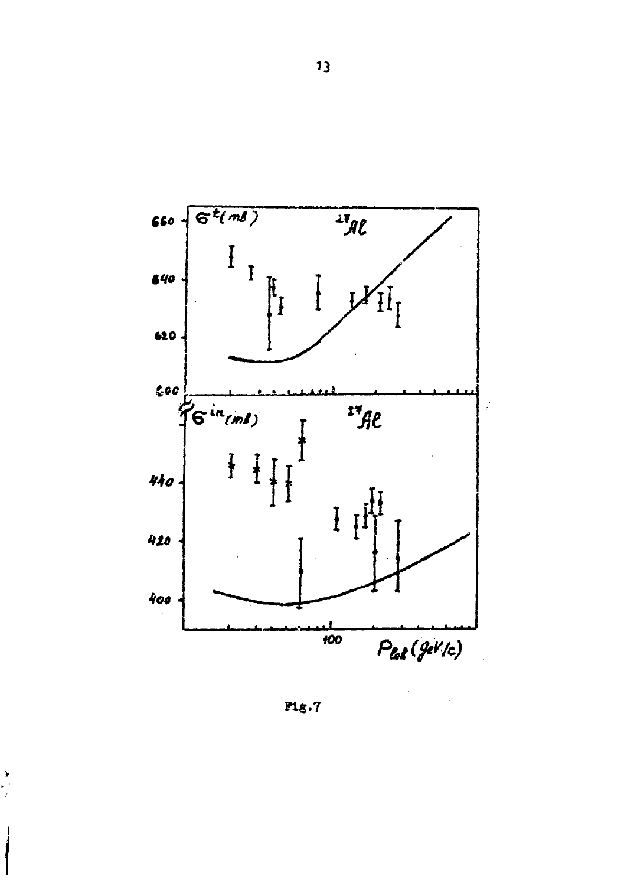Fig.7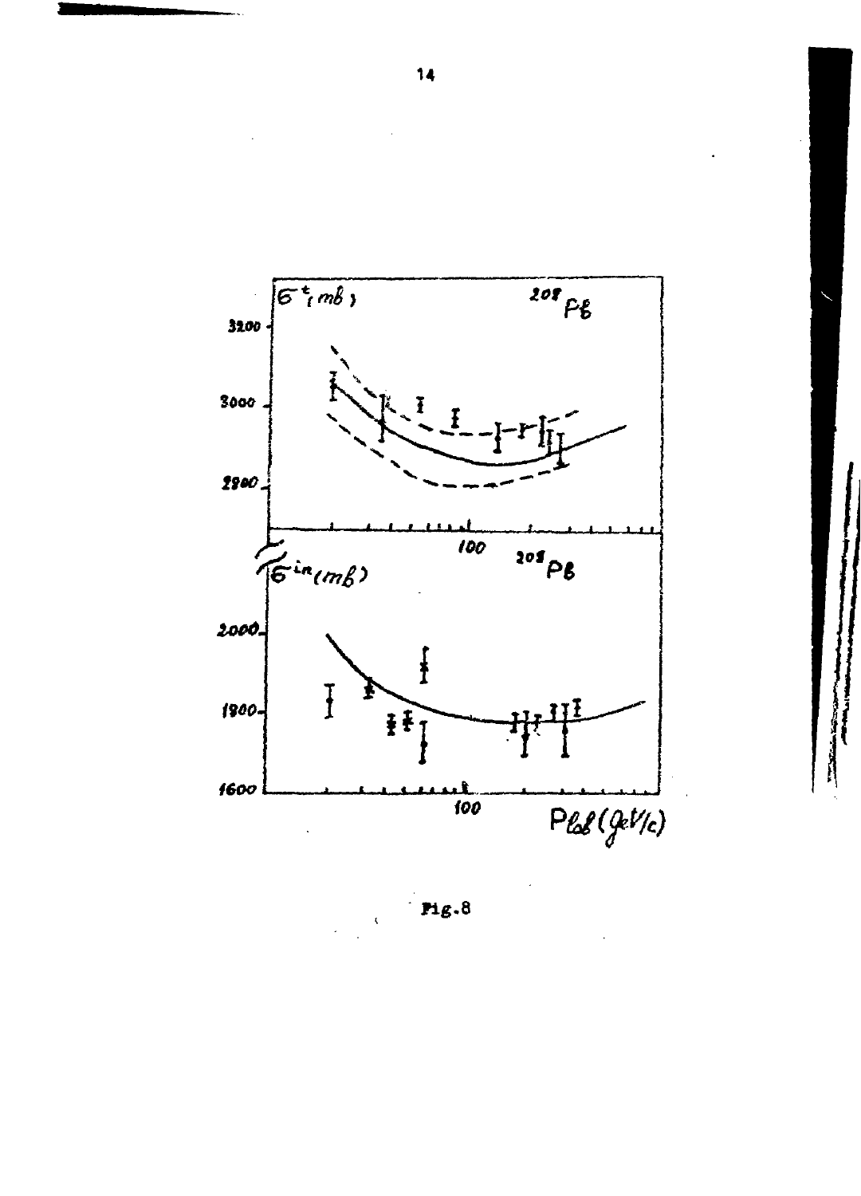Fig.8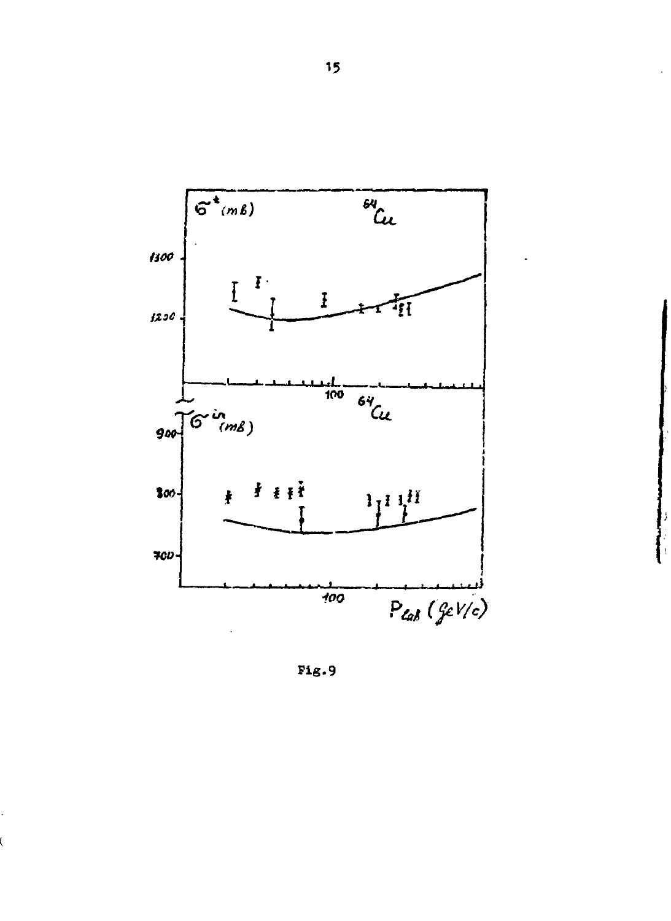Fig.9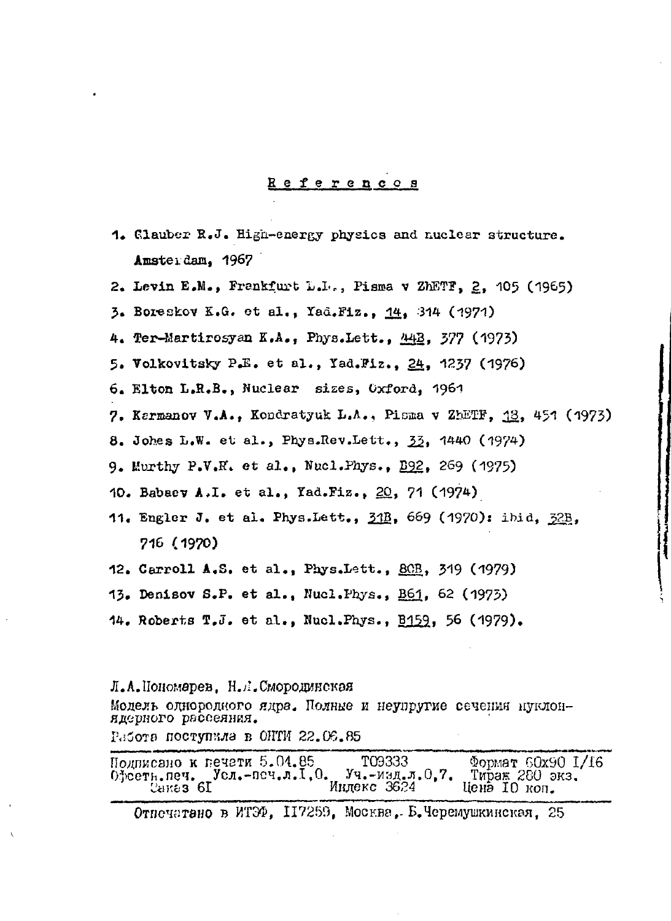## References

1. Glauber R.J. High-energy physics and nuclear structure. Amsterdam, 1967
2. Levin E.M., Frankfurt L.L., Pisma v ZhETF, 2, 105 (1965)
3. Boreskov K.G. et al., Yad.Fiz., 14, 314 (1971)
4. Ter-Martirosyan K.A., Phys.Lett., 44B, 377 (1973)
5. Volkovitsky P.E. et al., Yad.Fiz., 24, 1237 (1976)
6. Elton L.R.B., Nuclear sizes, Oxford, 1961
7. Karmanov V.A., Kondratyuk L.A., Pisma v ZhETF, 18, 451 (1973)
8. Johes L.W. et al., Phys.Rev.Lett., 33, 1440 (1974)
9. Murthy P.V.K. et al., Nucl.Phys., B92, 269 (1975)
10. Babaev A.I. et al., Yad.Fiz., 20, 71 (1974)
11. Engler J. et al. Phys.Lett., 31B, 669 (1970): ibid, 32B, 716 (1970)
12. Carroll A.S. et al., Phys.Lett., 80B, 319 (1979)
13. Denisov S.P. et al., Nucl.Phys., B61, 62 (1973)
14. Roberts T.J. et al., Nucl.Phys., B159, 56 (1979).

Л.А.Пономарев, Н.Л.Смородинская

Модель однородного ядра. Полные и неупругие сечения нуклон-ядерного рассеяния.

Работа поступила в ОНТИ 22.06.85

| Подписано к печати 5.04.85 | Т09333 | Формат 60х90 1/16 |
| --- | --- | --- |
| Офсетн.печ. Усл.-печ.л.1,0. | Уч.-изд.л.0,7. | Тираж 280 экз. |
| Заказ 61 | Индекс 3624 | Цена 10 коп. |

Отпечатано в ИТЭФ, 117259, Москва, Б.Черемушкинская, 25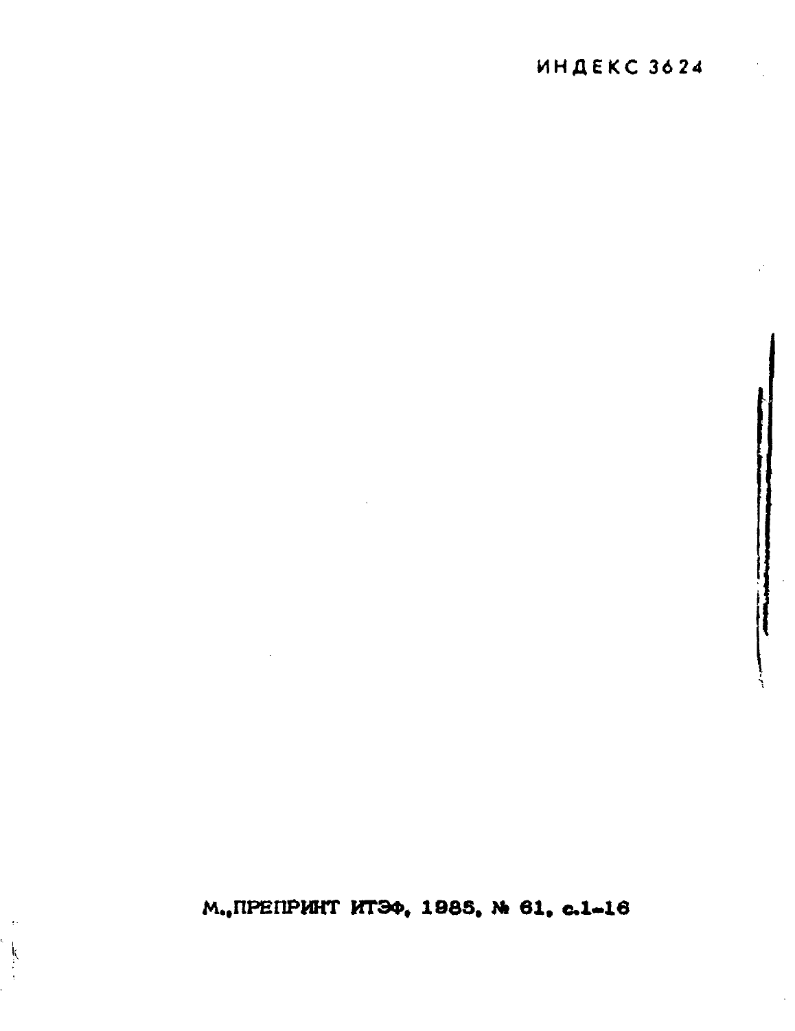ИНДЕКС 3624

М.,ПРЕПРИНТ ИТЭФ, 1985, № 61, с.1-16